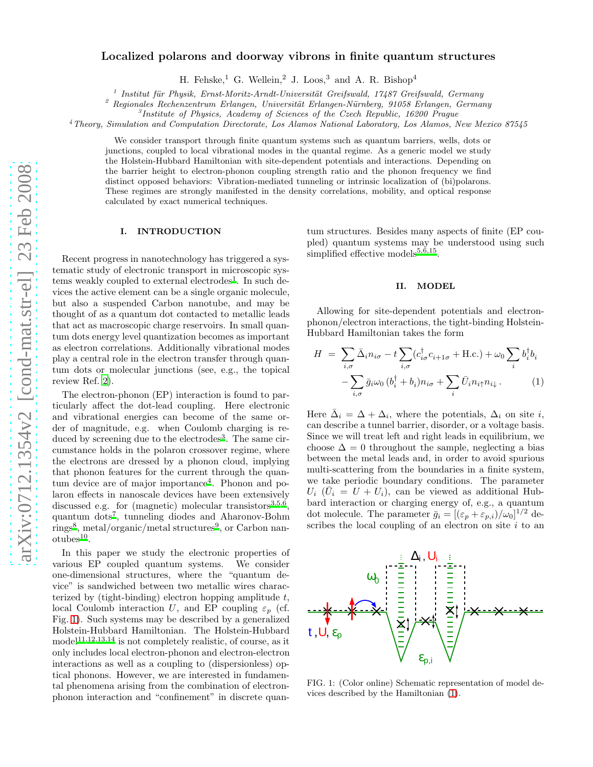# Localized polarons and doorway vibrons in finite quantum structures

H. Fehske,[1] G. Wellein,[2] J. Loos,[3] and A. R. Bishop[4]

[1] Institut für Physik, Ernst-Moritz-Arndt-Universität Greifswald, 17487 Greifswald, Germany
[2] Regionales Rechenzentrum Erlangen, Universität Erlangen-Nürnberg, 91058 Erlangen, Germany
[3] Institute of Physics, Academy of Sciences of the Czech Republic, 16200 Prague
[4] Theory, Simulation and Computation Directorate, Los Alamos National Laboratory, Los Alamos, New Mexico 87545

We consider transport through finite quantum systems such as quantum barriers, wells, dots or junctions, coupled to local vibrational modes in the quantal regime. As a generic model we study the Holstein-Hubbard Hamiltonian with site-dependent potentials and interactions. Depending on the barrier height to electron-phonon coupling strength ratio and the phonon frequency we find distinct opposed behaviors: Vibration-mediated tunneling or intrinsic localization of (bi)polarons. These regimes are strongly manifested in the density correlations, mobility, and optical response calculated by exact numerical techniques.

## I. INTRODUCTION

Recent progress in nanotechnology has triggered a systematic study of electronic transport in microscopic systems weakly coupled to external electrodes[1]. In such devices the active element can be a single organic molecule, but also a suspended Carbon nanotube, and may be thought of as a quantum dot contacted to metallic leads that act as macroscopic charge reservoirs. In small quantum dots energy level quantization becomes as important as electron correlations. Additionally vibrational modes play a central role in the electron transfer through quantum dots or molecular junctions (see, e.g., the topical review Ref. [2]).

The electron-phonon (EP) interaction is found to particularly affect the dot-lead coupling. Here electronic and vibrational energies can become of the same order of magnitude, e.g. when Coulomb charging is reduced by screening due to the electrodes[3]. The same circumstance holds in the polaron crossover regime, where the electrons are dressed by a phonon cloud, implying that phonon features for the current through the quantum device are of major importance[4]. Phonon and polaron effects in nanoscale devices have been extensively discussed e.g. for (magnetic) molecular transistors[3,5,6], quantum dots[7], tunneling diodes and Aharonov-Bohm rings[8], metal/organic/metal structures[9], or Carbon nanotubes[10].

In this paper we study the electronic properties of various EP coupled quantum systems. We consider one-dimensional structures, where the "quantum device" is sandwiched between two metallic wires characterized by (tight-binding) electron hopping amplitude $t$, local Coulomb interaction $U$, and EP coupling $\varepsilon_p$ (cf. Fig. 1). Such systems may be described by a generalized Holstein-Hubbard Hamiltonian. The Holstein-Hubbard model[11,12,13,14] is not completely realistic, of course, as it only includes local electron-phonon and electron-electron interactions as well as a coupling to (dispersionless) optical phonons. However, we are interested in fundamental phenomena arising from the combination of electron-phonon interaction and "confinement" in discrete quantum structures. Besides many aspects of finite (EP coupled) quantum systems may be understood using such simplified effective models[5,6,15].

## II. MODEL

Allowing for site-dependent potentials and electron-phonon/electron interactions, the tight-binding Holstein-Hubbard Hamiltonian takes the form

$$H = \sum_{i,\sigma} \bar{\Delta}_i n_{i\sigma} - t \sum_{i,\sigma} (c_{i\sigma}^\dagger c_{i+1\sigma} + \text{H.c.}) + \omega_0 \sum_i b_i^\dagger b_i - \sum_{i,\sigma} \bar{g}_i \omega_0 \, (b_i^\dagger + b_i) n_{i\sigma} + \sum_i \bar{U}_i n_{i\uparrow} n_{i\downarrow} \,. \tag{1}$$

Here $\bar{\Delta}_i = \Delta + \Delta_i$, where the potentials, $\Delta_i$ on site $i$, can describe a tunnel barrier, disorder, or a voltage basis. Since we will treat left and right leads in equilibrium, we choose $\Delta = 0$ throughout the sample, neglecting a bias between the metal leads and, in order to avoid spurious multi-scattering from the boundaries in a finite system, we take periodic boundary conditions. The parameter $U_i$ ($\bar{U}_i = U + U_i$), can be viewed as additional Hubbard interaction or charging energy of, e.g., a quantum dot molecule. The parameter $\bar{g}_i = [(\varepsilon_p + \varepsilon_{p,i})/\omega_0]^{1/2}$ describes the local coupling of an electron on site $i$ to an

FIG. 1: (Color online) Schematic representation of model devices described by the Hamiltonian (1).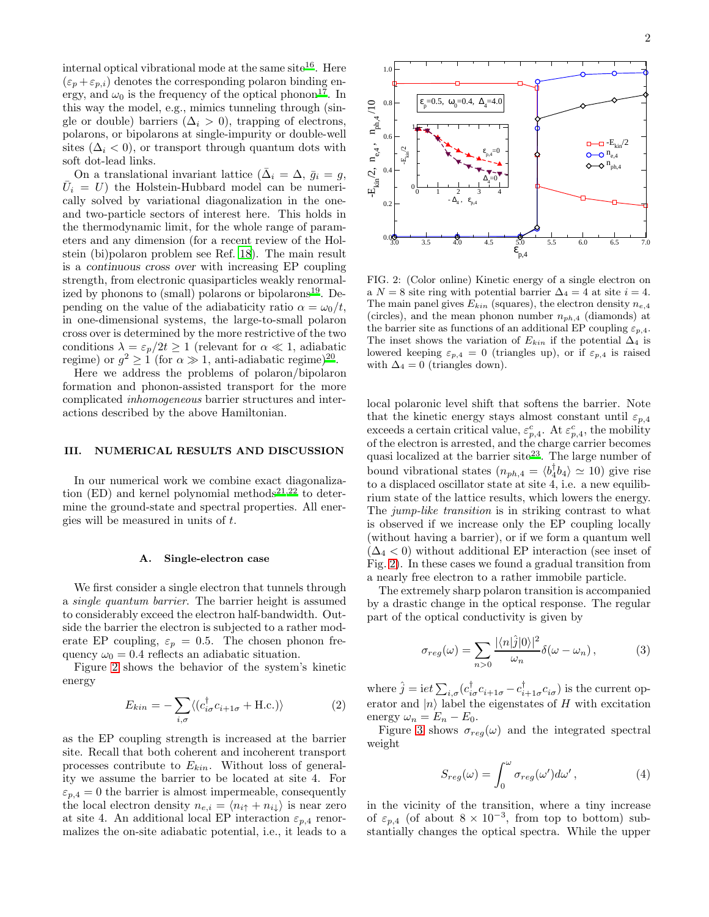internal optical vibrational mode at the same site[16]. Here $(\varepsilon_p + \varepsilon_{p,i})$ denotes the corresponding polaron binding energy, and $\omega_0$ is the frequency of the optical phonon[17]. In this way the model, e.g., mimics tunneling through (single or double) barriers ($\Delta_i > 0$), trapping of electrons, polarons, or bipolarons at single-impurity or double-well sites ($\Delta_i < 0$), or transport through quantum dots with soft dot-lead links.

On a translational invariant lattice ($\bar{\Delta}_i = \Delta$, $\bar{g}_i = g$, $\bar{U}_i = U$) the Holstein-Hubbard model can be numerically solved by variational diagonalization in the one- and two-particle sectors of interest here. This holds in the thermodynamic limit, for the whole range of parameters and any dimension (for a recent review of the Holstein (bi)polaron problem see Ref. [18]). The main result is a *continuous cross over* with increasing EP coupling strength, from electronic quasiparticles weakly renormalized by phonons to (small) polarons or bipolarons[19]. Depending on the value of the adiabaticity ratio $\alpha = \omega_0/t$, in one-dimensional systems, the large-to-small polaron cross over is determined by the more restrictive of the two conditions $\lambda = \varepsilon_p/2t \geq 1$ (relevant for $\alpha \ll 1$, adiabatic regime) or $g^2 \geq 1$ (for $\alpha \gg 1$, anti-adiabatic regime)[20].

Here we address the problems of polaron/bipolaron formation and phonon-assisted transport for the more complicated *inhomogeneous* barrier structures and interactions described by the above Hamiltonian.

## III. NUMERICAL RESULTS AND DISCUSSION

In our numerical work we combine exact diagonalization (ED) and kernel polynomial methods[21,22] to determine the ground-state and spectral properties. All energies will be measured in units of $t$.

### A. Single-electron case

We first consider a single electron that tunnels through a *single quantum barrier*. The barrier height is assumed to considerably exceed the electron half-bandwidth. Outside the barrier the electron is subjected to a rather moderate EP coupling, $\varepsilon_p = 0.5$. The chosen phonon frequency $\omega_0 = 0.4$ reflects an adiabatic situation.

Figure 2 shows the behavior of the system's kinetic energy

$$E_{kin} = -\sum_{i,\sigma} \langle (c_{i\sigma}^{\dagger} c_{i+1\sigma} + \text{H.c.}) \rangle \tag{2}$$

as the EP coupling strength is increased at the barrier site. Recall that both coherent and incoherent transport processes contribute to $E_{kin}$. Without loss of generality we assume the barrier to be located at site 4. For $\varepsilon_{p,4} = 0$ the barrier is almost impermeable, consequently the local electron density $n_{e,i} = \langle n_{i\uparrow} + n_{i\downarrow} \rangle$ is near zero at site 4. An additional local EP interaction $\varepsilon_{p,4}$ renormalizes the on-site adiabatic potential, i.e., it leads to a local polaronic level shift that softens the barrier. Note that the kinetic energy stays almost constant until $\varepsilon_{p,4}$ exceeds a certain critical value, $\varepsilon_{p,4}^c$. At $\varepsilon_{p,4}^c$, the mobility of the electron is arrested, and the charge carrier becomes quasi localized at the barrier site[23]. The large number of bound vibrational states ($n_{ph,4} = \langle b_4^{\dagger} b_4 \rangle \simeq 10$) give rise to a displaced oscillator state at site 4, i.e. a new equilibrium state of the lattice results, which lowers the energy. The *jump-like transition* is in striking contrast to what is observed if we increase only the EP coupling locally (without having a barrier), or if we form a quantum well ($\Delta_4 < 0$) without additional EP interaction (see inset of Fig. 2). In these cases we found a gradual transition from a nearly free electron to a rather immobile particle.

FIG. 2: (Color online) Kinetic energy of a single electron on a $N = 8$ site ring with potential barrier $\Delta_4 = 4$ at site $i = 4$. The main panel gives $E_{kin}$ (squares), the electron density $n_{e,4}$ (circles), and the mean phonon number $n_{ph,4}$ (diamonds) at the barrier site as functions of an additional EP coupling $\varepsilon_{p,4}$. The inset shows the variation of $E_{kin}$ if the potential $\Delta_4$ is lowered keeping $\varepsilon_{p,4} = 0$ (triangles up), or if $\varepsilon_{p,4}$ is raised with $\Delta_4 = 0$ (triangles down).

The extremely sharp polaron transition is accompanied by a drastic change in the optical response. The regular part of the optical conductivity is given by

$$\sigma_{reg}(\omega) = \sum_{n>0} \frac{|\langle n|\hat{j}|0\rangle|^2}{\omega_n} \delta(\omega - \omega_n)\,, \tag{3}$$

where $\hat{j} = \text{i}et \sum_{i,\sigma} (c_{i\sigma}^{\dagger} c_{i+1\sigma} - c_{i+1\sigma}^{\dagger} c_{i\sigma})$ is the current operator and $|n\rangle$ label the eigenstates of $H$ with excitation energy $\omega_n = E_n - E_0$.

Figure 3 shows $\sigma_{reg}(\omega)$ and the integrated spectral weight

$$S_{reg}(\omega) = \int_0^{\omega} \sigma_{reg}(\omega') d\omega'\,, \tag{4}$$

in the vicinity of the transition, where a tiny increase of $\varepsilon_{p,4}$ (of about $8 \times 10^{-3}$, from top to bottom) substantially changes the optical spectra. While the upper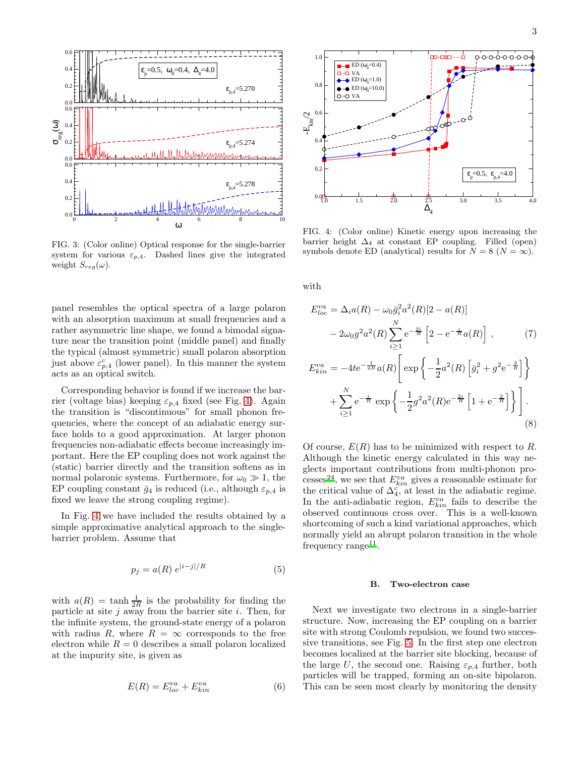FIG. 3: (Color online) Optical response for the single-barrier system for various $\varepsilon_{p,4}$. Dashed lines give the integrated weight $S_{reg}(\omega)$.

panel resembles the optical spectra of a large polaron with an absorption maximum at small frequencies and a rather asymmetric line shape, we found a bimodal signature near the transition point (middle panel) and finally the typical (almost symmetric) small polaron absorption just above $\varepsilon^c_{p,4}$ (lower panel). In this manner the system acts as an optical switch.

Corresponding behavior is found if we increase the barrier (voltage bias) keeping $\varepsilon_{p,4}$ fixed (see Fig. 4). Again the transition is "discontinuous" for small phonon frequencies, where the concept of an adiabatic energy surface holds to a good approximation. At larger phonon frequencies non-adiabatic effects become increasingly important. Here the EP coupling does not work against the (static) barrier directly and the transition softens as in normal polaronic systems. Furthermore, for $\omega_0 \gg 1$, the EP coupling constant $\bar{g}_4$ is reduced (i.e., although $\varepsilon_{p,4}$ is fixed we leave the strong coupling regime).

In Fig. 4 we have included the results obtained by a simple approximative analytical approach to the single-barrier problem. Assume that

$$p_j = a(R)\, e^{|i-j|/R} \tag{5}$$

with $a(R) = \tanh \frac{1}{2R}$ is the probability for finding the particle at site $j$ away from the barrier site $i$. Then, for the infinite system, the ground-state energy of a polaron with radius $R$, where $R = \infty$ corresponds to the free electron while $R = 0$ describes a small polaron localized at the impurity site, is given as

$$E(R) = E^{va}_{loc} + E^{va}_{kin} \tag{6}$$

FIG. 4: (Color online) Kinetic energy upon increasing the barrier height $\Delta_4$ at constant EP coupling. Filled (open) symbols denote ED (analytical) results for $N = 8$ ($N = \infty$).

with

$$E^{va}_{loc} = \Delta_i a(R) - \omega_0 \bar{g}_i^2 a^2(R)[2 - a(R)] - 2\omega_0 g^2 a^2(R) \sum_{i\geq 1}^{N} \mathrm{e}^{-\frac{2i}{R}} \left[2 - \mathrm{e}^{-\frac{i}{R}} a(R)\right] , \tag{7}$$

$$E^{va}_{kin} = -4t\mathrm{e}^{-\frac{1}{2R}} a(R)\Bigg[ \exp\left\{-\frac{1}{2}a^2(R)\left[\bar{g}_i^2 + g^2 \mathrm{e}^{-\frac{2}{R}}\right]\right\} + \sum_{i\geq 1}^{N} \mathrm{e}^{-\frac{i}{R}} \exp\left\{-\frac{1}{2} g^2 a^2(R) \mathrm{e}^{-\frac{2i}{R}} \left[1 + \mathrm{e}^{-\frac{2}{R}}\right]\right\}\Bigg] . \tag{8}$$

Of course, $E(R)$ has to be minimized with respect to $R$. Although the kinetic energy calculated in this way neglects important contributions from multi-phonon processes[24], we see that $E^{va}_{kin}$ gives a reasonable estimate for the critical value of $\Delta^c_4$, at least in the adiabatic regime. In the anti-adiabatic region, $E^{va}_{kin}$ fails to describe the observed continuous cross over. This is a well-known shortcoming of such a kind variational approaches, which normally yield an abrupt polaron transition in the whole frequency range[11].

### B. Two-electron case

Next we investigate two electrons in a single-barrier structure. Now, increasing the EP coupling on a barrier site with strong Coulomb repulsion, we found two successive transitions, see Fig. 5. In the first step one electron becomes localized at the barrier site blocking, because of the large $U$, the second one. Raising $\varepsilon_{p,4}$ further, both particles will be trapped, forming an on-site bipolaron. This can be seen most clearly by monitoring the density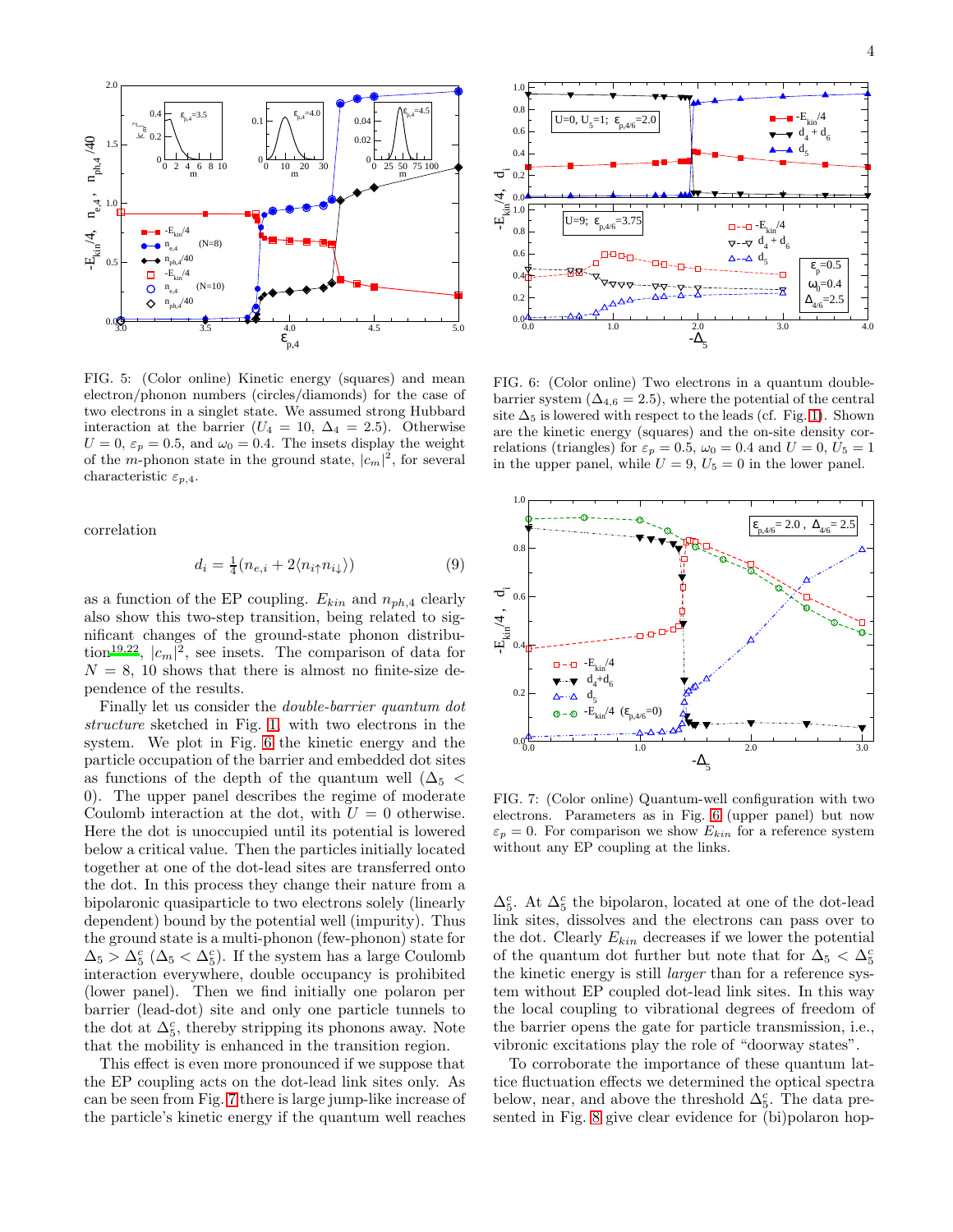FIG. 5: (Color online) Kinetic energy (squares) and mean electron/phonon numbers (circles/diamonds) for the case of two electrons in a singlet state. We assumed strong Hubbard interaction at the barrier ($U_4 = 10$, $\Delta_4 = 2.5$). Otherwise $U = 0$, $\varepsilon_p = 0.5$, and $\omega_0 = 0.4$. The insets display the weight of the $m$-phonon state in the ground state, $|c_m|^2$, for several characteristic $\varepsilon_{p,4}$.

correlation

$$d_i = \frac{1}{4}(n_{e,i} + 2\langle n_{i\uparrow} n_{i\downarrow}\rangle) \tag{9}$$

as a function of the EP coupling. $E_{kin}$ and $n_{ph,4}$ clearly also show this two-step transition, being related to significant changes of the ground-state phonon distribution[19,22], $|c_m|^2$, see insets. The comparison of data for $N = 8$, 10 shows that there is almost no finite-size dependence of the results.

Finally let us consider the *double-barrier quantum dot structure* sketched in Fig. 1, with two electrons in the system. We plot in Fig. 6 the kinetic energy and the particle occupation of the barrier and embedded dot sites as functions of the depth of the quantum well ($\Delta_5 < 0$). The upper panel describes the regime of moderate Coulomb interaction at the dot, with $U = 0$ otherwise. Here the dot is unoccupied until its potential is lowered below a critical value. Then the particles initially located together at one of the dot-lead sites are transferred onto the dot. In this process they change their nature from a bipolaronic quasiparticle to two electrons solely (linearly dependent) bound by the potential well (impurity). Thus the ground state is a multi-phonon (few-phonon) state for $\Delta_5 > \Delta_5^c$ ($\Delta_5 < \Delta_5^c$). If the system has a large Coulomb interaction everywhere, double occupancy is prohibited (lower panel). Then we find initially one polaron per barrier (lead-dot) site and only one particle tunnels to the dot at $\Delta_5^c$, thereby stripping its phonons away. Note that the mobility is enhanced in the transition region.

This effect is even more pronounced if we suppose that the EP coupling acts on the dot-lead link sites only. As can be seen from Fig. 7 there is large jump-like increase of the particle's kinetic energy if the quantum well reaches

FIG. 6: (Color online) Two electrons in a quantum double-barrier system ($\Delta_{4,6} = 2.5$), where the potential of the central site $\Delta_5$ is lowered with respect to the leads (cf. Fig. 1). Shown are the kinetic energy (squares) and the on-site density correlations (triangles) for $\varepsilon_p = 0.5$, $\omega_0 = 0.4$ and $U = 0$, $U_5 = 1$ in the upper panel, while $U = 9$, $U_5 = 0$ in the lower panel.

FIG. 7: (Color online) Quantum-well configuration with two electrons. Parameters as in Fig. 6 (upper panel) but now $\varepsilon_p = 0$. For comparison we show $E_{kin}$ for a reference system without any EP coupling at the links.

$\Delta_5^c$. At $\Delta_5^c$ the bipolaron, located at one of the dot-lead link sites, dissolves and the electrons can pass over to the dot. Clearly $E_{kin}$ decreases if we lower the potential of the quantum dot further but note that for $\Delta_5 < \Delta_5^c$ the kinetic energy is still *larger* than for a reference system without EP coupled dot-lead link sites. In this way the local coupling to vibrational degrees of freedom of the barrier opens the gate for particle transmission, i.e., vibronic excitations play the role of "doorway states".

To corroborate the importance of these quantum lattice fluctuation effects we determined the optical spectra below, near, and above the threshold $\Delta_5^c$. The data presented in Fig. 8 give clear evidence for (bi)polaron hop-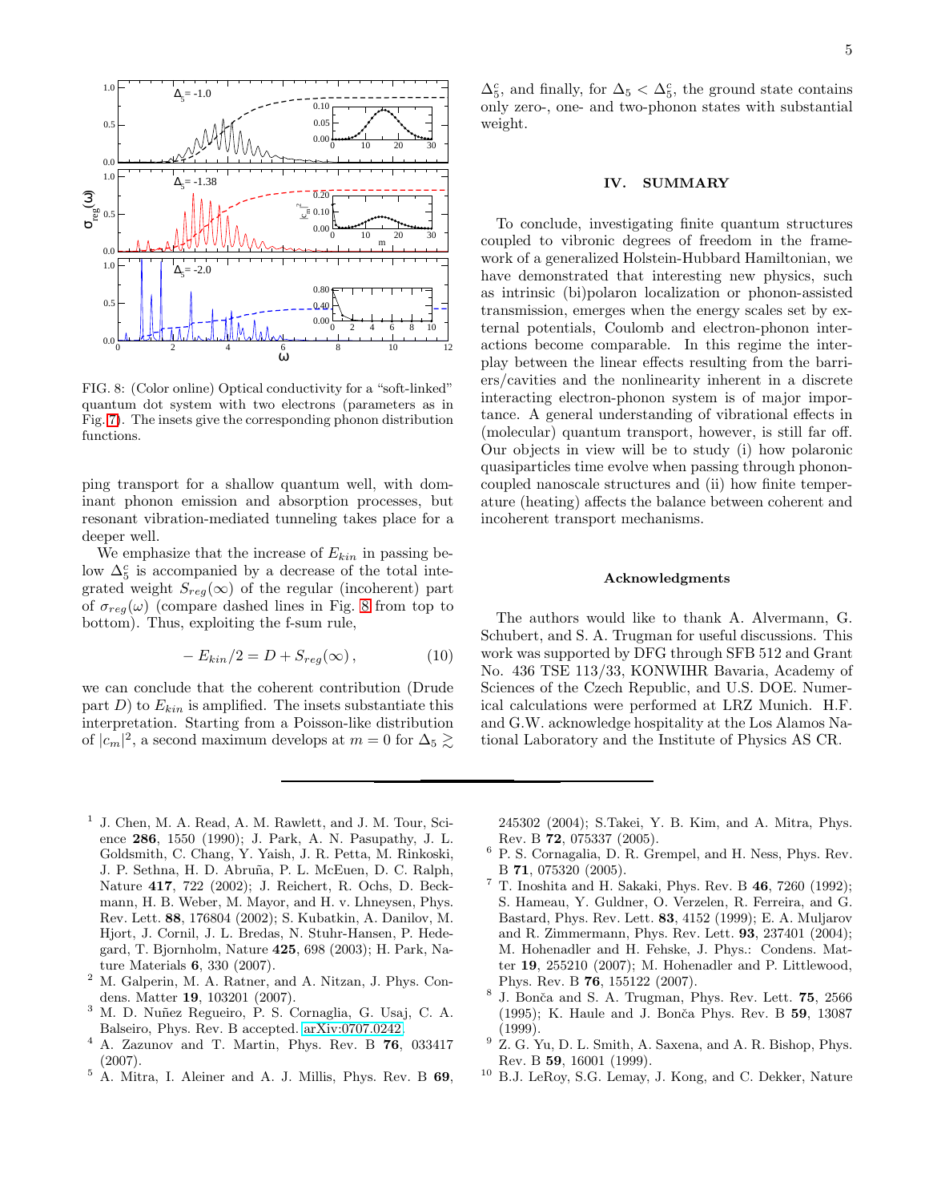FIG. 8: (Color online) Optical conductivity for a "soft-linked" quantum dot system with two electrons (parameters as in Fig. 7). The insets give the corresponding phonon distribution functions.

ping transport for a shallow quantum well, with dominant phonon emission and absorption processes, but resonant vibration-mediated tunneling takes place for a deeper well.

We emphasize that the increase of $E_{kin}$ in passing below $\Delta_5^c$ is accompanied by a decrease of the total integrated weight $S_{reg}(\infty)$ of the regular (incoherent) part of $\sigma_{reg}(\omega)$ (compare dashed lines in Fig. 8 from top to bottom). Thus, exploiting the f-sum rule,

$$-E_{kin}/2 = D + S_{reg}(\infty)\,, \tag{10}$$

we can conclude that the coherent contribution (Drude part $D$) to $E_{kin}$ is amplified. The insets substantiate this interpretation. Starting from a Poisson-like distribution of $|c_m|^2$, a second maximum develops at $m = 0$ for $\Delta_5 \gtrsim \Delta_5^c$, and finally, for $\Delta_5 < \Delta_5^c$, the ground state contains only zero-, one- and two-phonon states with substantial weight.

## IV. SUMMARY

To conclude, investigating finite quantum structures coupled to vibronic degrees of freedom in the framework of a generalized Holstein-Hubbard Hamiltonian, we have demonstrated that interesting new physics, such as intrinsic (bi)polaron localization or phonon-assisted transmission, emerges when the energy scales set by external potentials, Coulomb and electron-phonon interactions become comparable. In this regime the interplay between the linear effects resulting from the barriers/cavities and the nonlinearity inherent in a discrete interacting electron-phonon system is of major importance. A general understanding of vibrational effects in (molecular) quantum transport, however, is still far off. Our objects in view will be to study (i) how polaronic quasiparticles time evolve when passing through phonon-coupled nanoscale structures and (ii) how finite temperature (heating) affects the balance between coherent and incoherent transport mechanisms.

### Acknowledgments

The authors would like to thank A. Alvermann, G. Schubert, and S. A. Trugman for useful discussions. This work was supported by DFG through SFB 512 and Grant No. 436 TSE 113/33, KONWIHR Bavaria, Academy of Sciences of the Czech Republic, and U.S. DOE. Numerical calculations were performed at LRZ Munich. H.F. and G.W. acknowledge hospitality at the Los Alamos National Laboratory and the Institute of Physics AS CR.

---

[1] J. Chen, M. A. Read, A. M. Rawlett, and J. M. Tour, Science **286**, 1550 (1990); J. Park, A. N. Pasupathy, J. L. Goldsmith, C. Chang, Y. Yaish, J. R. Petta, M. Rinkoski, J. P. Sethna, H. D. Abruña, P. L. McEuen, D. C. Ralph, Nature **417**, 722 (2002); J. Reichert, R. Ochs, D. Beckmann, H. B. Weber, M. Mayor, and H. v. Lhneysen, Phys. Rev. Lett. **88**, 176804 (2002); S. Kubatkin, A. Danilov, M. Hjort, J. Cornil, J. L. Bredas, N. Stuhr-Hansen, P. Hedegard, T. Bjornholm, Nature **425**, 698 (2003); H. Park, Nature Materials **6**, 330 (2007).

[2] M. Galperin, M. A. Ratner, and A. Nitzan, J. Phys. Condens. Matter **19**, 103201 (2007).

[3] M. D. Nuñez Regueiro, P. S. Cornaglia, G. Usaj, C. A. Balseiro, Phys. Rev. B accepted. arXiv:0707.0242.

[4] A. Zazunov and T. Martin, Phys. Rev. B **76**, 033417 (2007).

[5] A. Mitra, I. Aleiner and A. J. Millis, Phys. Rev. B **69**, 245302 (2004); S.Takei, Y. B. Kim, and A. Mitra, Phys. Rev. B **72**, 075337 (2005).

[6] P. S. Cornagalia, D. R. Grempel, and H. Ness, Phys. Rev. B **71**, 075320 (2005).

[7] T. Inoshita and H. Sakaki, Phys. Rev. B **46**, 7260 (1992); S. Hameau, Y. Guldner, O. Verzelen, R. Ferreira, and G. Bastard, Phys. Rev. Lett. **83**, 4152 (1999); E. A. Muljarov and R. Zimmermann, Phys. Rev. Lett. **93**, 237401 (2004); M. Hohenadler and H. Fehske, J. Phys.: Condens. Matter **19**, 255210 (2007); M. Hohenadler and P. Littlewood, Phys. Rev. B **76**, 155122 (2007).

[8] J. Bonča and S. A. Trugman, Phys. Rev. Lett. **75**, 2566 (1995); K. Haule and J. Bonča Phys. Rev. B **59**, 13087 (1999).

[9] Z. G. Yu, D. L. Smith, A. Saxena, and A. R. Bishop, Phys. Rev. B **59**, 16001 (1999).

[10] B.J. LeRoy, S.G. Lemay, J. Kong, and C. Dekker, Nature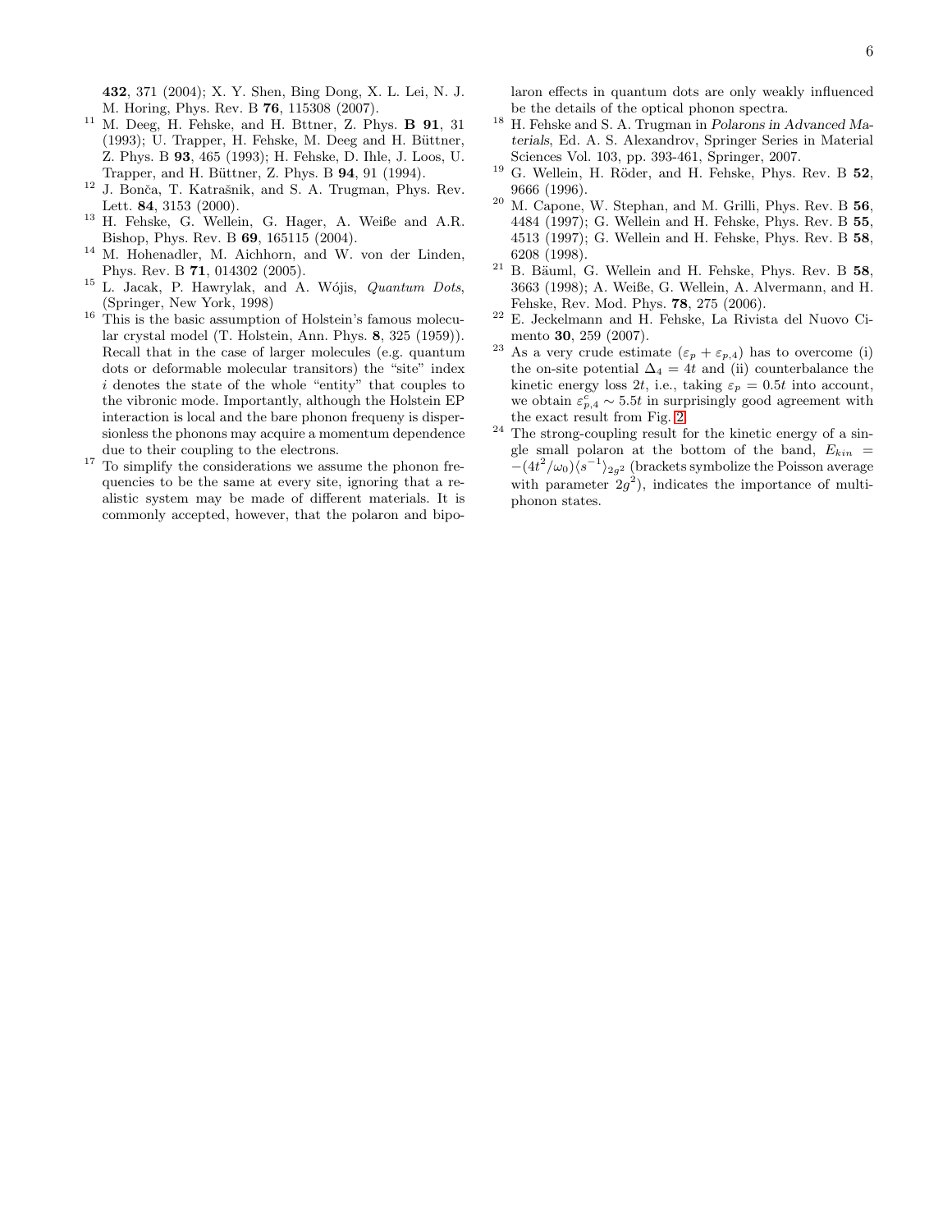**432**, 371 (2004); X. Y. Shen, Bing Dong, X. L. Lei, N. J. M. Horing, Phys. Rev. B **76**, 115308 (2007).

[11] M. Deeg, H. Fehske, and H. Bttner, Z. Phys. **B 91**, 31 (1993); U. Trapper, H. Fehske, M. Deeg and H. Büttner, Z. Phys. B **93**, 465 (1993); H. Fehske, D. Ihle, J. Loos, U. Trapper, and H. Büttner, Z. Phys. B **94**, 91 (1994).

[12] J. Bonča, T. Katrašnik, and S. A. Trugman, Phys. Rev. Lett. **84**, 3153 (2000).

[13] H. Fehske, G. Wellein, G. Hager, A. Weiße and A.R. Bishop, Phys. Rev. B **69**, 165115 (2004).

[14] M. Hohenadler, M. Aichhorn, and W. von der Linden, Phys. Rev. B **71**, 014302 (2005).

[15] L. Jacak, P. Hawrylak, and A. Wójis, *Quantum Dots*, (Springer, New York, 1998)

[16] This is the basic assumption of Holstein's famous molecular crystal model (T. Holstein, Ann. Phys. **8**, 325 (1959)). Recall that in the case of larger molecules (e.g. quantum dots or deformable molecular transitors) the "site" index $i$ denotes the state of the whole "entity" that couples to the vibronic mode. Importantly, although the Holstein EP interaction is local and the bare phonon frequeny is dispersionless the phonons may acquire a momentum dependence due to their coupling to the electrons.

[17] To simplify the considerations we assume the phonon frequencies to be the same at every site, ignoring that a realistic system may be made of different materials. It is commonly accepted, however, that the polaron and bipolaron effects in quantum dots are only weakly influenced be the details of the optical phonon spectra.

[18] H. Fehske and S. A. Trugman in *Polarons in Advanced Materials*, Ed. A. S. Alexandrov, Springer Series in Material Sciences Vol. 103, pp. 393-461, Springer, 2007.

[19] G. Wellein, H. Röder, and H. Fehske, Phys. Rev. B **52**, 9666 (1996).

[20] M. Capone, W. Stephan, and M. Grilli, Phys. Rev. B **56**, 4484 (1997); G. Wellein and H. Fehske, Phys. Rev. B **55**, 4513 (1997); G. Wellein and H. Fehske, Phys. Rev. B **58**, 6208 (1998).

[21] B. Bäuml, G. Wellein and H. Fehske, Phys. Rev. B **58**, 3663 (1998); A. Weiße, G. Wellein, A. Alvermann, and H. Fehske, Rev. Mod. Phys. **78**, 275 (2006).

[22] E. Jeckelmann and H. Fehske, La Rivista del Nuovo Cimento **30**, 259 (2007).

[23] As a very crude estimate $(\varepsilon_p + \varepsilon_{p,4})$ has to overcome (i) the on-site potential $\Delta_4 = 4t$ and (ii) counterbalance the kinetic energy loss $2t$, i.e., taking $\varepsilon_p = 0.5t$ into account, we obtain $\varepsilon^c_{p,4} \sim 5.5t$ in surprisingly good agreement with the exact result from Fig. 2.

[24] The strong-coupling result for the kinetic energy of a single small polaron at the bottom of the band, $E_{kin} = -(4t^2/\omega_0)\langle s^{-1}\rangle_{2g^2}$ (brackets symbolize the Poisson average with parameter $2g^2$), indicates the importance of multi-phonon states.